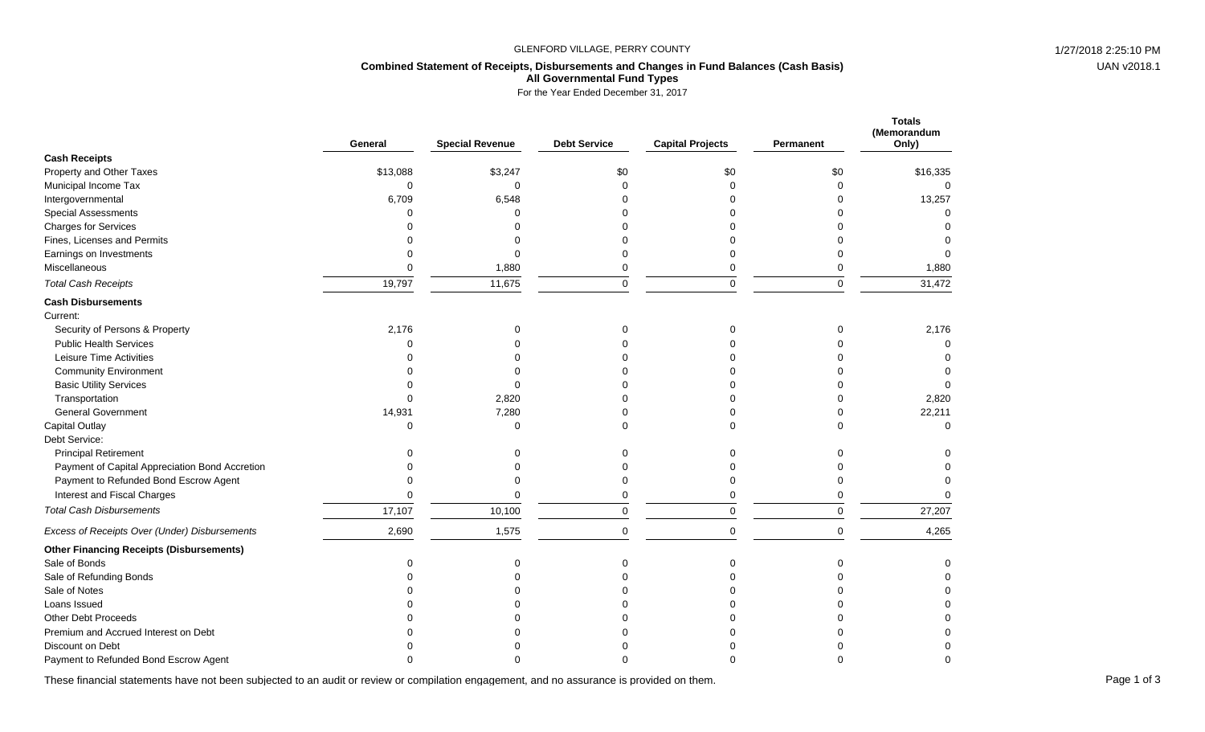GLENFORD VILLAGE, PERRY COUNTY

**Combined Statement of Receipts, Disbursements and Changes in Fund Balances (Cash Basis)**
**All Governmental Fund Types**
For the Year Ended December 31, 2017

| | General | Special Revenue | Debt Service | Capital Projects | Permanent | Totals (Memorandum Only) |
|---|---|---|---|---|---|---|
| **Cash Receipts** | | | | | | |
| Property and Other Taxes | $13,088 | $3,247 | $0 | $0 | $0 | $16,335 |
| Municipal Income Tax | 0 | 0 | 0 | 0 | 0 | 0 |
| Intergovernmental | 6,709 | 6,548 | 0 | 0 | 0 | 13,257 |
| Special Assessments | 0 | 0 | 0 | 0 | 0 | 0 |
| Charges for Services | 0 | 0 | 0 | 0 | 0 | 0 |
| Fines, Licenses and Permits | 0 | 0 | 0 | 0 | 0 | 0 |
| Earnings on Investments | 0 | 0 | 0 | 0 | 0 | 0 |
| Miscellaneous | 0 | 1,880 | 0 | 0 | 0 | 1,880 |
| *Total Cash Receipts* | 19,797 | 11,675 | 0 | 0 | 0 | 31,472 |
| **Cash Disbursements** | | | | | | |
| Current: | | | | | | |
| Security of Persons & Property | 2,176 | 0 | 0 | 0 | 0 | 2,176 |
| Public Health Services | 0 | 0 | 0 | 0 | 0 | 0 |
| Leisure Time Activities | 0 | 0 | 0 | 0 | 0 | 0 |
| Community Environment | 0 | 0 | 0 | 0 | 0 | 0 |
| Basic Utility Services | 0 | 0 | 0 | 0 | 0 | 0 |
| Transportation | 0 | 2,820 | 0 | 0 | 0 | 2,820 |
| General Government | 14,931 | 7,280 | 0 | 0 | 0 | 22,211 |
| Capital Outlay | 0 | 0 | 0 | 0 | 0 | 0 |
| Debt Service: | | | | | | |
| Principal Retirement | 0 | 0 | 0 | 0 | 0 | 0 |
| Payment of Capital Appreciation Bond Accretion | 0 | 0 | 0 | 0 | 0 | 0 |
| Payment to Refunded Bond Escrow Agent | 0 | 0 | 0 | 0 | 0 | 0 |
| Interest and Fiscal Charges | 0 | 0 | 0 | 0 | 0 | 0 |
| *Total Cash Disbursements* | 17,107 | 10,100 | 0 | 0 | 0 | 27,207 |
| *Excess of Receipts Over (Under) Disbursements* | 2,690 | 1,575 | 0 | 0 | 0 | 4,265 |
| **Other Financing Receipts (Disbursements)** | | | | | | |
| Sale of Bonds | 0 | 0 | 0 | 0 | 0 | 0 |
| Sale of Refunding Bonds | 0 | 0 | 0 | 0 | 0 | 0 |
| Sale of Notes | 0 | 0 | 0 | 0 | 0 | 0 |
| Loans Issued | 0 | 0 | 0 | 0 | 0 | 0 |
| Other Debt Proceeds | 0 | 0 | 0 | 0 | 0 | 0 |
| Premium and Accrued Interest on Debt | 0 | 0 | 0 | 0 | 0 | 0 |
| Discount on Debt | 0 | 0 | 0 | 0 | 0 | 0 |
| Payment to Refunded Bond Escrow Agent | 0 | 0 | 0 | 0 | 0 | 0 |

These financial statements have not been subjected to an audit or review or compilation engagement, and no assurance is provided on them.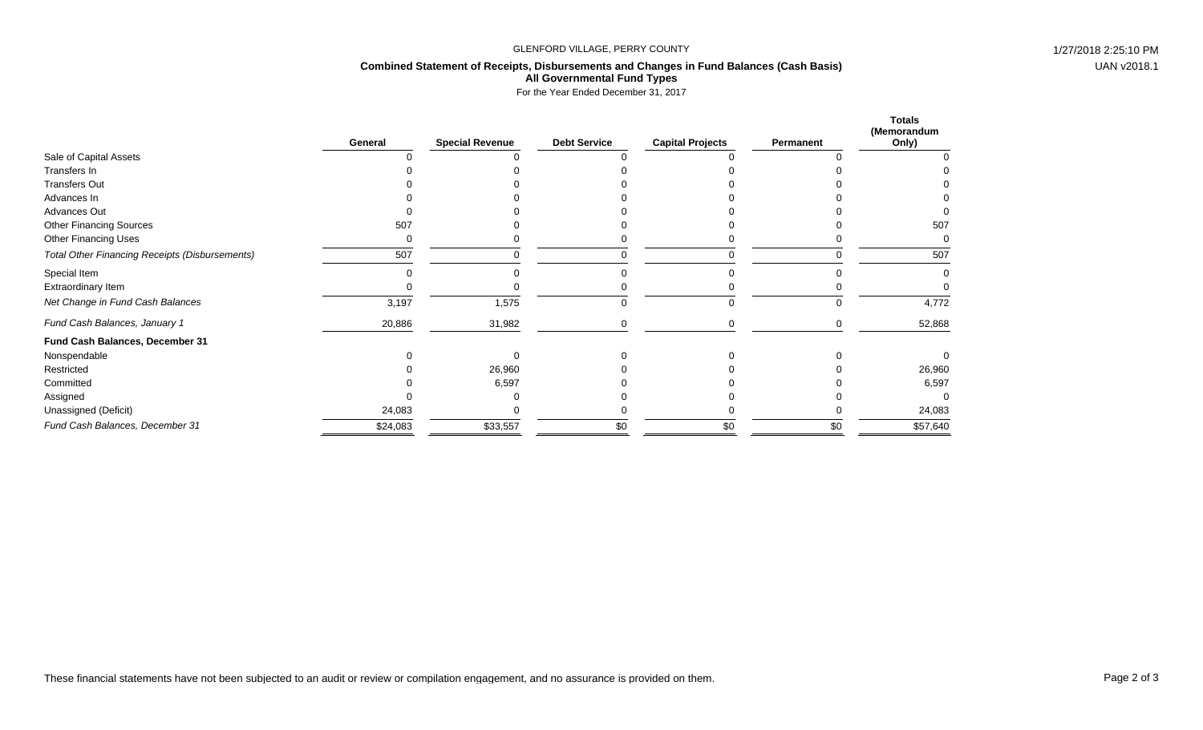GLENFORD VILLAGE, PERRY COUNTY

**Combined Statement of Receipts, Disbursements and Changes in Fund Balances (Cash Basis)**
**All Governmental Fund Types**
For the Year Ended December 31, 2017

| | General | Special Revenue | Debt Service | Capital Projects | Permanent | Totals (Memorandum Only) |
|---|---|---|---|---|---|---|
| Sale of Capital Assets | 0 | 0 | 0 | 0 | 0 | 0 |
| Transfers In | 0 | 0 | 0 | 0 | 0 | 0 |
| Transfers Out | 0 | 0 | 0 | 0 | 0 | 0 |
| Advances In | 0 | 0 | 0 | 0 | 0 | 0 |
| Advances Out | 0 | 0 | 0 | 0 | 0 | 0 |
| Other Financing Sources | 507 | 0 | 0 | 0 | 0 | 507 |
| Other Financing Uses | 0 | 0 | 0 | 0 | 0 | 0 |
| *Total Other Financing Receipts (Disbursements)* | 507 | 0 | 0 | 0 | 0 | 507 |
| Special Item | 0 | 0 | 0 | 0 | 0 | 0 |
| Extraordinary Item | 0 | 0 | 0 | 0 | 0 | 0 |
| *Net Change in Fund Cash Balances* | 3,197 | 1,575 | 0 | 0 | 0 | 4,772 |
| *Fund Cash Balances, January 1* | 20,886 | 31,982 | 0 | 0 | 0 | 52,868 |
| **Fund Cash Balances, December 31** | | | | | | |
| Nonspendable | 0 | 0 | 0 | 0 | 0 | 0 |
| Restricted | 0 | 26,960 | 0 | 0 | 0 | 26,960 |
| Committed | 0 | 6,597 | 0 | 0 | 0 | 6,597 |
| Assigned | 0 | 0 | 0 | 0 | 0 | 0 |
| Unassigned (Deficit) | 24,083 | 0 | 0 | 0 | 0 | 24,083 |
| *Fund Cash Balances, December 31* | $24,083 | $33,557 | $0 | $0 | $0 | $57,640 |

These financial statements have not been subjected to an audit or review or compilation engagement, and no assurance is provided on them.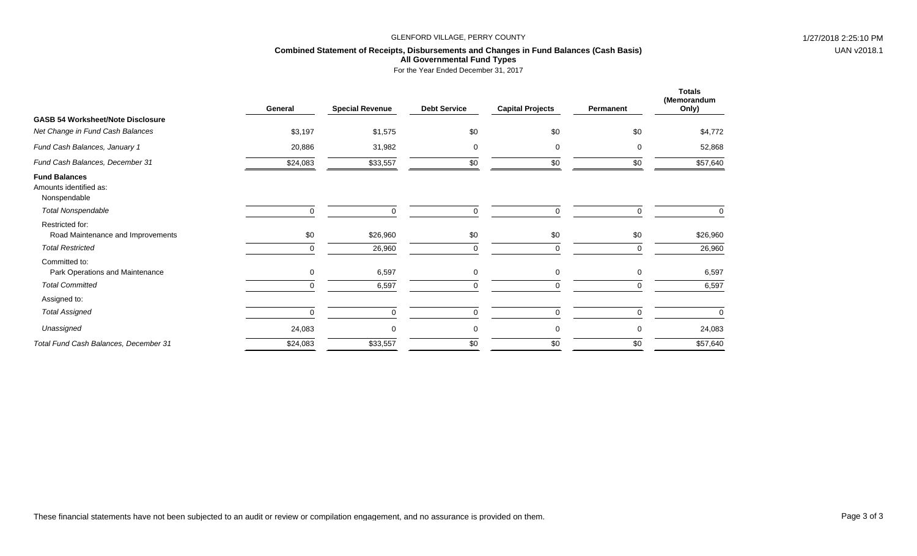GLENFORD VILLAGE, PERRY COUNTY

**Combined Statement of Receipts, Disbursements and Changes in Fund Balances (Cash Basis)**
**All Governmental Fund Types**
For the Year Ended December 31, 2017

| | General | Special Revenue | Debt Service | Capital Projects | Permanent | Totals (Memorandum Only) |
|---|---|---|---|---|---|---|
| **GASB 54 Worksheet/Note Disclosure** | | | | | | |
| *Net Change in Fund Cash Balances* | $3,197 | $1,575 | $0 | $0 | $0 | $4,772 |
| *Fund Cash Balances, January 1* | 20,886 | 31,982 | 0 | 0 | 0 | 52,868 |
| *Fund Cash Balances, December 31* | $24,083 | $33,557 | $0 | $0 | $0 | $57,640 |
| **Fund Balances** | | | | | | |
| Amounts identified as: | | | | | | |
| Nonspendable | | | | | | |
| *Total Nonspendable* | 0 | 0 | 0 | 0 | 0 | 0 |
| Restricted for: | | | | | | |
| Road Maintenance and Improvements | $0 | $26,960 | $0 | $0 | $0 | $26,960 |
| *Total Restricted* | 0 | 26,960 | 0 | 0 | 0 | 26,960 |
| Committed to: | | | | | | |
| Park Operations and Maintenance | 0 | 6,597 | 0 | 0 | 0 | 6,597 |
| *Total Committed* | 0 | 6,597 | 0 | 0 | 0 | 6,597 |
| Assigned to: | | | | | | |
| *Total Assigned* | 0 | 0 | 0 | 0 | 0 | 0 |
| *Unassigned* | 24,083 | 0 | 0 | 0 | 0 | 24,083 |
| *Total Fund Cash Balances, December 31* | $24,083 | $33,557 | $0 | $0 | $0 | $57,640 |

These financial statements have not been subjected to an audit or review or compilation engagement, and no assurance is provided on them.